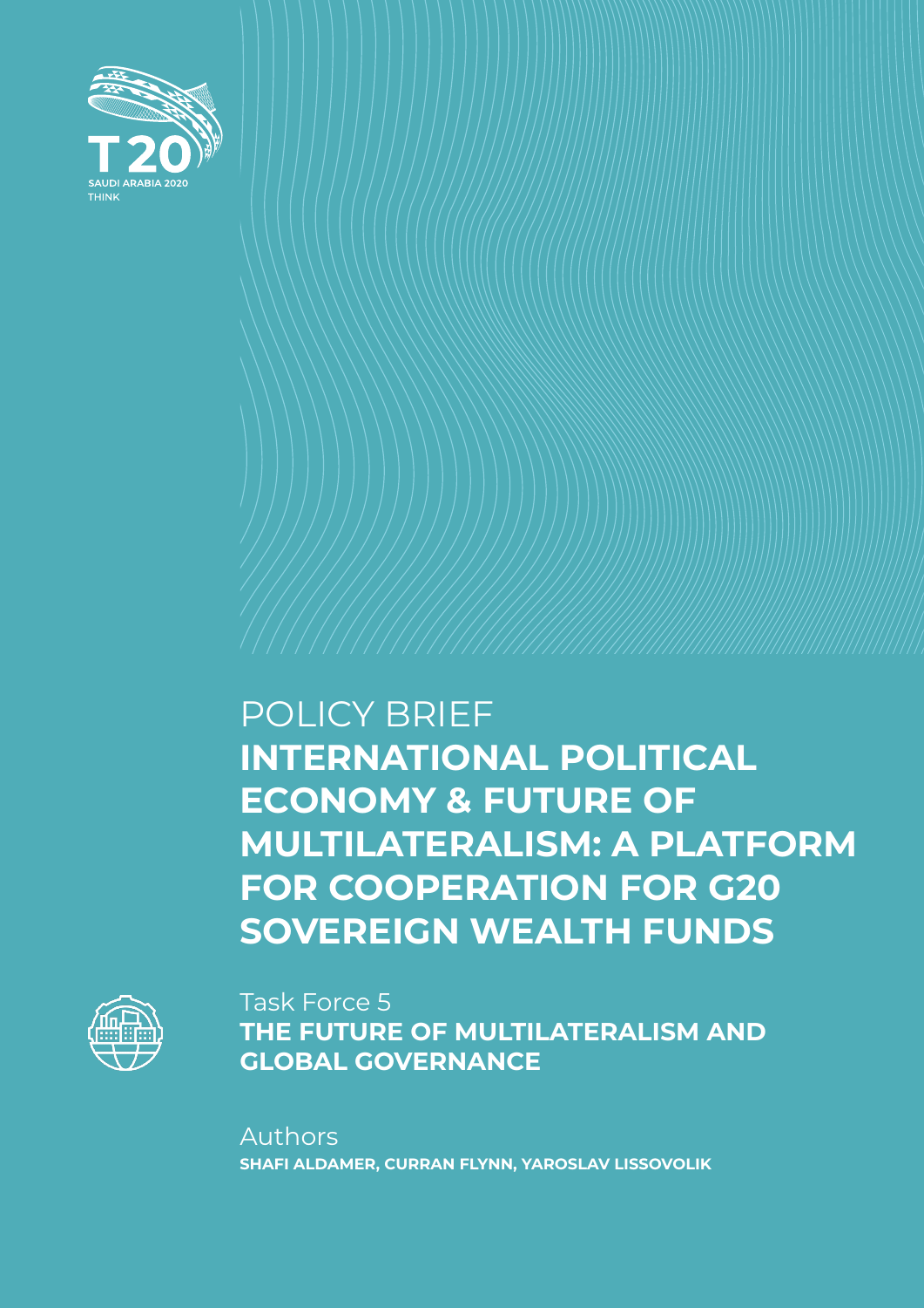T20 SAUDI ARABIA 2020 THINK

POLICY BRIEF

# INTERNATIONAL POLITICAL ECONOMY & FUTURE OF MULTILATERALISM: A PLATFORM FOR COOPERATION FOR G20 SOVEREIGN WEALTH FUNDS

Task Force 5

**THE FUTURE OF MULTILATERALISM AND GLOBAL GOVERNANCE**

Authors

**SHAFI ALDAMER, CURRAN FLYNN, YAROSLAV LISSOVOLIK**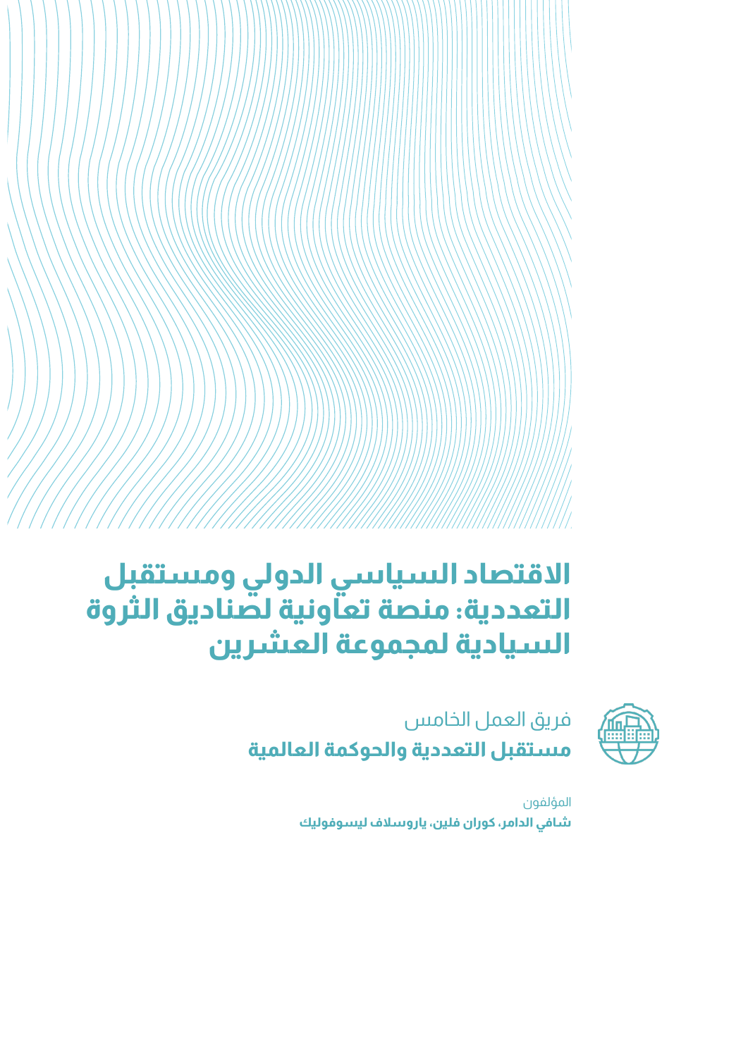# الاقتصاد السياسي الدولي ومستقبل التعددية: منصة تعاونية لصناديق الثروة السيادية لمجموعة العشرين

فريق العمل الخامس

**مستقبل التعددية والحوكمة العالمية**

المؤلفون

**شافي الدامر، كوران فلين، ياروسلاف ليسوفوليك**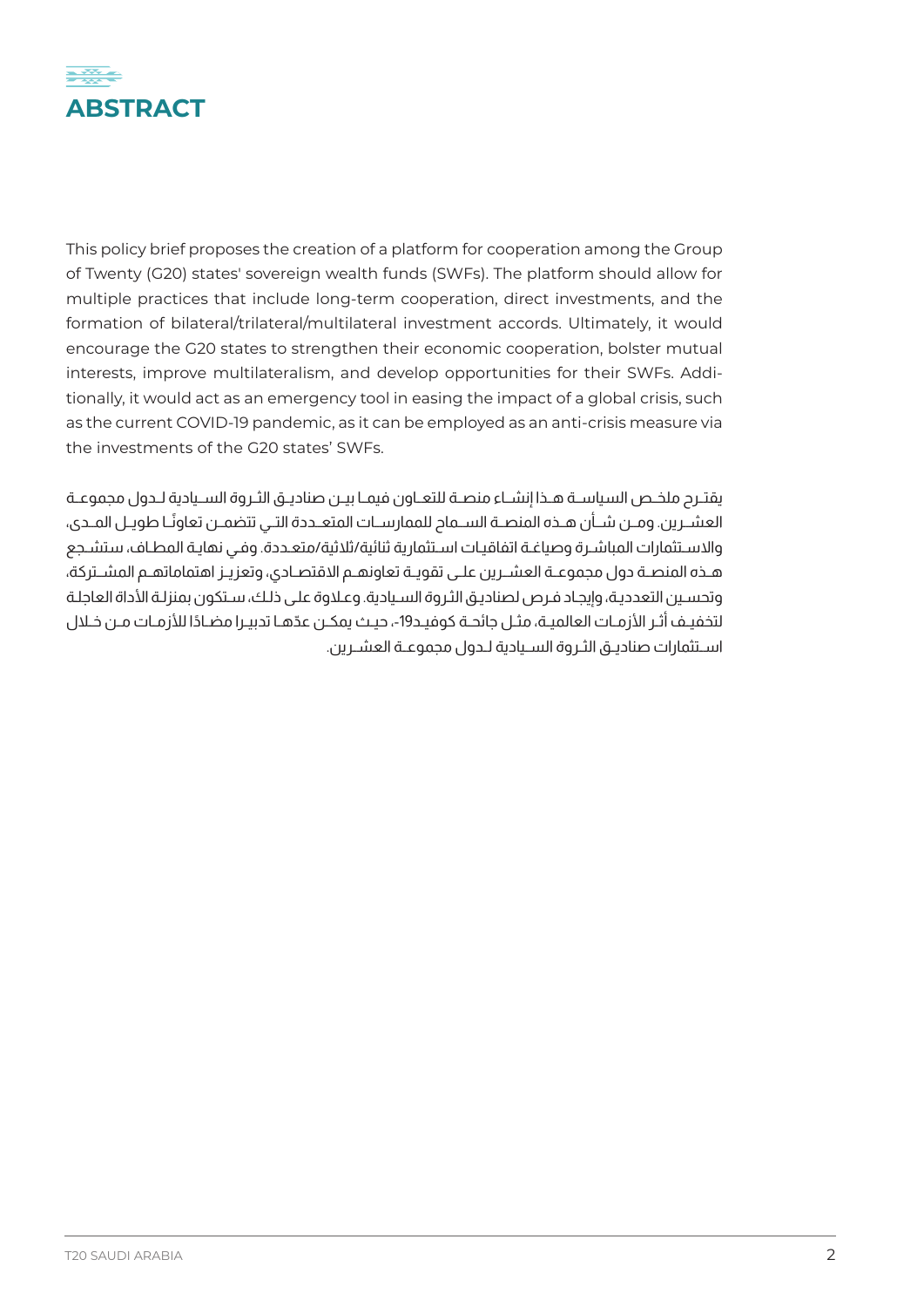# ABSTRACT

This policy brief proposes the creation of a platform for cooperation among the Group of Twenty (G20) states' sovereign wealth funds (SWFs). The platform should allow for multiple practices that include long-term cooperation, direct investments, and the formation of bilateral/trilateral/multilateral investment accords. Ultimately, it would encourage the G20 states to strengthen their economic cooperation, bolster mutual interests, improve multilateralism, and develop opportunities for their SWFs. Additionally, it would act as an emergency tool in easing the impact of a global crisis, such as the current COVID-19 pandemic, as it can be employed as an anti-crisis measure via the investments of the G20 states' SWFs.

يقترح ملخص السياسة هذا إنشاء منصة للتعاون فيما بين صناديق الثروة السيادية لدول مجموعة العشرين. ومن شأن هذه المنصة السماح للممارسات المتعددة التي تتضمن تعاونًا طويل المدى، والاستثمارات المباشرة وصياغة اتفاقيات استثمارية ثنائية/ثلاثية/متعددة. وفي نهاية المطاف، ستشجع هذه المنصة دول مجموعة العشرين على تقوية تعاونهم الاقتصادي، وتعزيز اهتماماتهم المشتركة، وتحسين التعددية، وإيجاد فرص لصناديق الثروة السيادية. وعلاوة على ذلك، ستكون بمنزلة الأداة العاجلة لتخفيف أثر الأزمات العالمية، مثل جائحة كوفيد19-، حيث يمكن عدّها تدبيرا مضادًا للأزمات من خلال استثمارات صناديق الثروة السيادية لدول مجموعة العشرين.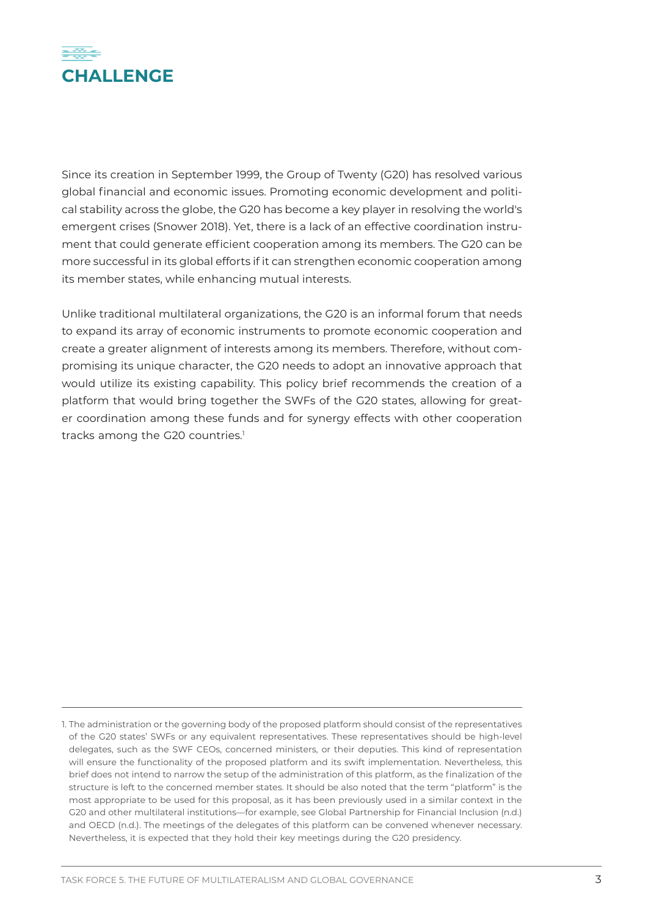# CHALLENGE

Since its creation in September 1999, the Group of Twenty (G20) has resolved various global financial and economic issues. Promoting economic development and political stability across the globe, the G20 has become a key player in resolving the world's emergent crises (Snower 2018). Yet, there is a lack of an effective coordination instrument that could generate efficient cooperation among its members. The G20 can be more successful in its global efforts if it can strengthen economic cooperation among its member states, while enhancing mutual interests.

Unlike traditional multilateral organizations, the G20 is an informal forum that needs to expand its array of economic instruments to promote economic cooperation and create a greater alignment of interests among its members. Therefore, without compromising its unique character, the G20 needs to adopt an innovative approach that would utilize its existing capability. This policy brief recommends the creation of a platform that would bring together the SWFs of the G20 states, allowing for greater coordination among these funds and for synergy effects with other cooperation tracks among the G20 countries.[1]

---

1. The administration or the governing body of the proposed platform should consist of the representatives of the G20 states' SWFs or any equivalent representatives. These representatives should be high-level delegates, such as the SWF CEOs, concerned ministers, or their deputies. This kind of representation will ensure the functionality of the proposed platform and its swift implementation. Nevertheless, this brief does not intend to narrow the setup of the administration of this platform, as the finalization of the structure is left to the concerned member states. It should be also noted that the term "platform" is the most appropriate to be used for this proposal, as it has been previously used in a similar context in the G20 and other multilateral institutions—for example, see Global Partnership for Financial Inclusion (n.d.) and OECD (n.d.). The meetings of the delegates of this platform can be convened whenever necessary. Nevertheless, it is expected that they hold their key meetings during the G20 presidency.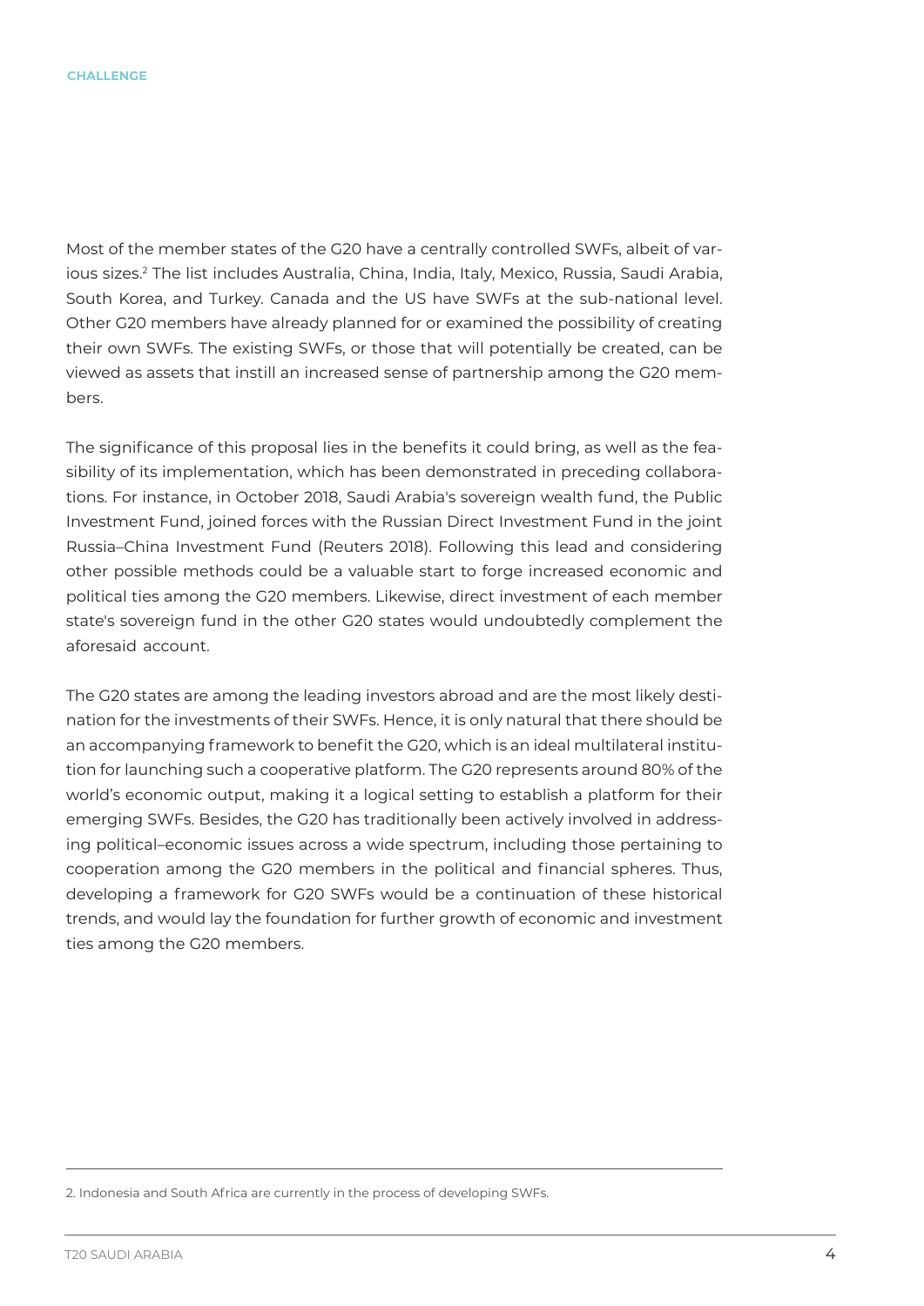Most of the member states of the G20 have a centrally controlled SWFs, albeit of various sizes.[2] The list includes Australia, China, India, Italy, Mexico, Russia, Saudi Arabia, South Korea, and Turkey. Canada and the US have SWFs at the sub-national level. Other G20 members have already planned for or examined the possibility of creating their own SWFs. The existing SWFs, or those that will potentially be created, can be viewed as assets that instill an increased sense of partnership among the G20 members.

The significance of this proposal lies in the benefits it could bring, as well as the feasibility of its implementation, which has been demonstrated in preceding collaborations. For instance, in October 2018, Saudi Arabia's sovereign wealth fund, the Public Investment Fund, joined forces with the Russian Direct Investment Fund in the joint Russia–China Investment Fund (Reuters 2018). Following this lead and considering other possible methods could be a valuable start to forge increased economic and political ties among the G20 members. Likewise, direct investment of each member state's sovereign fund in the other G20 states would undoubtedly complement the aforesaid account.

The G20 states are among the leading investors abroad and are the most likely destination for the investments of their SWFs. Hence, it is only natural that there should be an accompanying framework to benefit the G20, which is an ideal multilateral institution for launching such a cooperative platform. The G20 represents around 80% of the world's economic output, making it a logical setting to establish a platform for their emerging SWFs. Besides, the G20 has traditionally been actively involved in addressing political–economic issues across a wide spectrum, including those pertaining to cooperation among the G20 members in the political and financial spheres. Thus, developing a framework for G20 SWFs would be a continuation of these historical trends, and would lay the foundation for further growth of economic and investment ties among the G20 members.

---

2. Indonesia and South Africa are currently in the process of developing SWFs.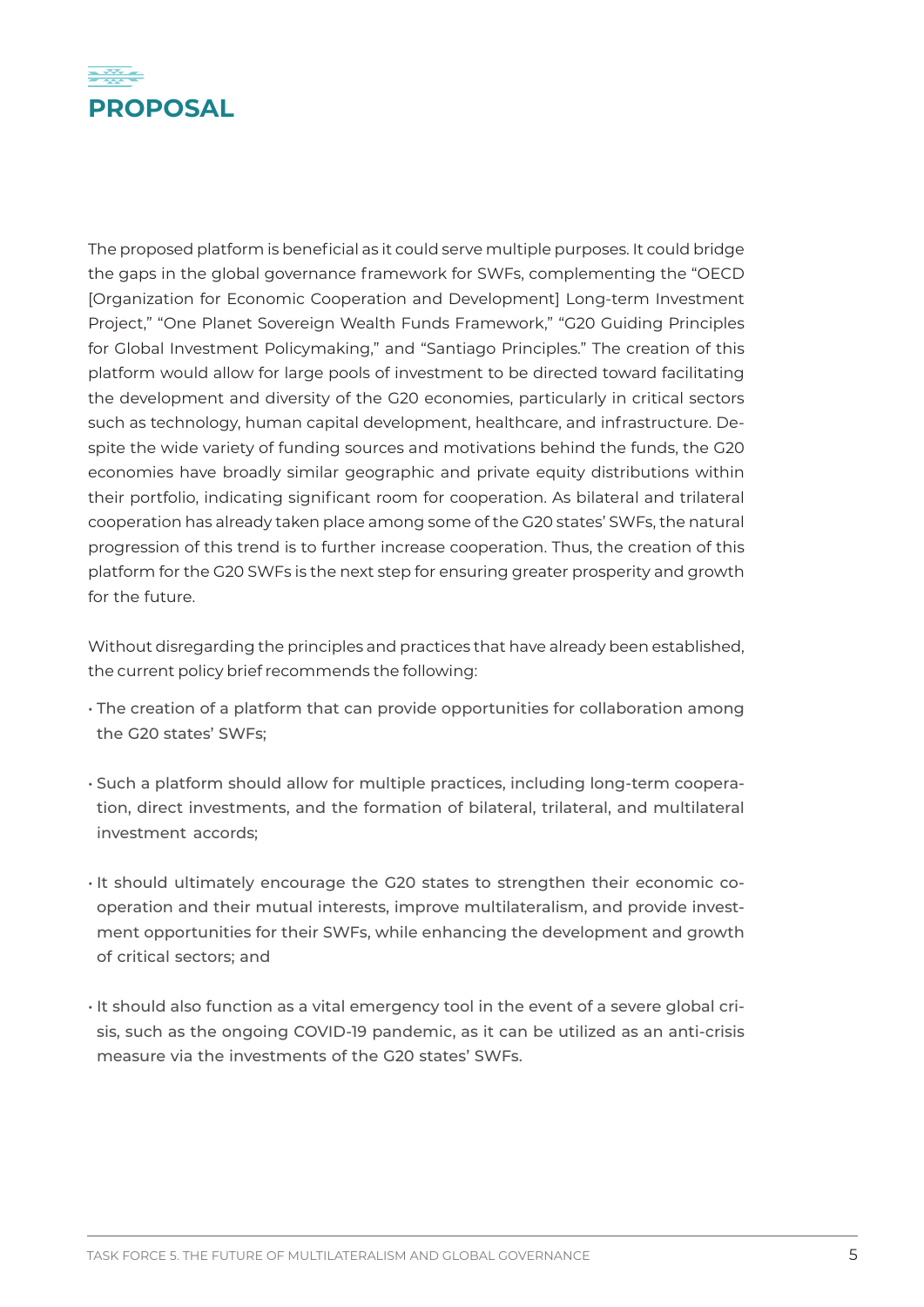## PROPOSAL

The proposed platform is beneficial as it could serve multiple purposes. It could bridge the gaps in the global governance framework for SWFs, complementing the "OECD [Organization for Economic Cooperation and Development] Long-term Investment Project," "One Planet Sovereign Wealth Funds Framework," "G20 Guiding Principles for Global Investment Policymaking," and "Santiago Principles." The creation of this platform would allow for large pools of investment to be directed toward facilitating the development and diversity of the G20 economies, particularly in critical sectors such as technology, human capital development, healthcare, and infrastructure. Despite the wide variety of funding sources and motivations behind the funds, the G20 economies have broadly similar geographic and private equity distributions within their portfolio, indicating significant room for cooperation. As bilateral and trilateral cooperation has already taken place among some of the G20 states' SWFs, the natural progression of this trend is to further increase cooperation. Thus, the creation of this platform for the G20 SWFs is the next step for ensuring greater prosperity and growth for the future.

Without disregarding the principles and practices that have already been established, the current policy brief recommends the following:

- The creation of a platform that can provide opportunities for collaboration among the G20 states' SWFs;
- Such a platform should allow for multiple practices, including long-term cooperation, direct investments, and the formation of bilateral, trilateral, and multilateral investment accords;
- It should ultimately encourage the G20 states to strengthen their economic cooperation and their mutual interests, improve multilateralism, and provide investment opportunities for their SWFs, while enhancing the development and growth of critical sectors; and
- It should also function as a vital emergency tool in the event of a severe global crisis, such as the ongoing COVID-19 pandemic, as it can be utilized as an anti-crisis measure via the investments of the G20 states' SWFs.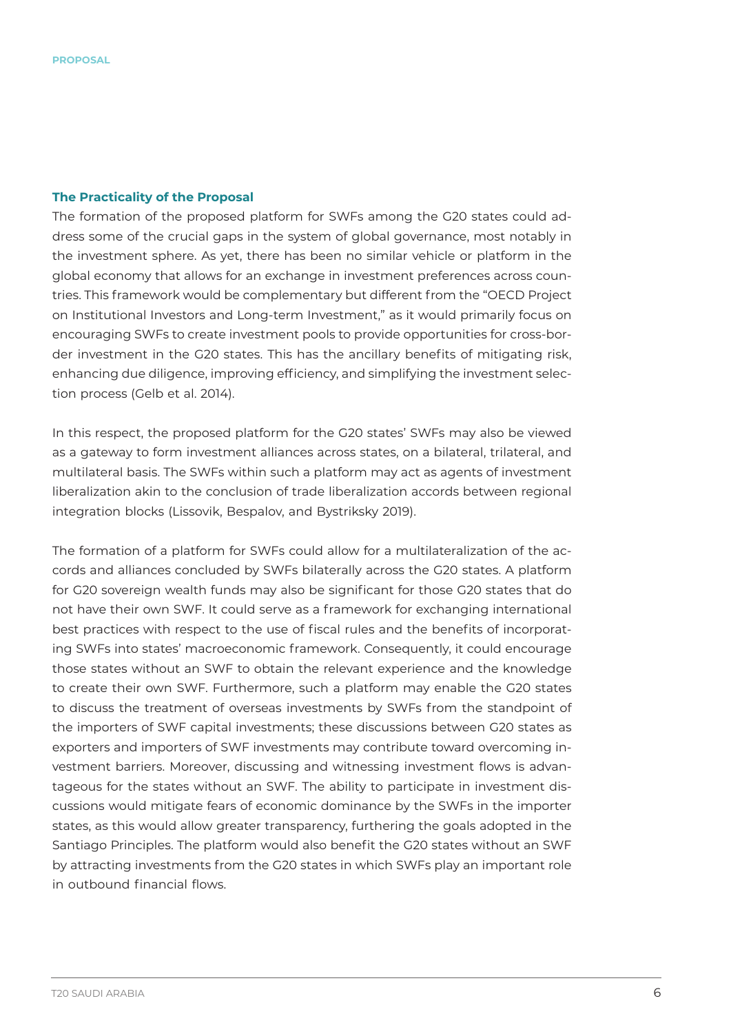### The Practicality of the Proposal

The formation of the proposed platform for SWFs among the G20 states could address some of the crucial gaps in the system of global governance, most notably in the investment sphere. As yet, there has been no similar vehicle or platform in the global economy that allows for an exchange in investment preferences across countries. This framework would be complementary but different from the "OECD Project on Institutional Investors and Long-term Investment," as it would primarily focus on encouraging SWFs to create investment pools to provide opportunities for cross-border investment in the G20 states. This has the ancillary benefits of mitigating risk, enhancing due diligence, improving efficiency, and simplifying the investment selection process (Gelb et al. 2014).

In this respect, the proposed platform for the G20 states' SWFs may also be viewed as a gateway to form investment alliances across states, on a bilateral, trilateral, and multilateral basis. The SWFs within such a platform may act as agents of investment liberalization akin to the conclusion of trade liberalization accords between regional integration blocks (Lissovik, Bespalov, and Bystriksky 2019).

The formation of a platform for SWFs could allow for a multilateralization of the accords and alliances concluded by SWFs bilaterally across the G20 states. A platform for G20 sovereign wealth funds may also be significant for those G20 states that do not have their own SWF. It could serve as a framework for exchanging international best practices with respect to the use of fiscal rules and the benefits of incorporating SWFs into states' macroeconomic framework. Consequently, it could encourage those states without an SWF to obtain the relevant experience and the knowledge to create their own SWF. Furthermore, such a platform may enable the G20 states to discuss the treatment of overseas investments by SWFs from the standpoint of the importers of SWF capital investments; these discussions between G20 states as exporters and importers of SWF investments may contribute toward overcoming investment barriers. Moreover, discussing and witnessing investment flows is advantageous for the states without an SWF. The ability to participate in investment discussions would mitigate fears of economic dominance by the SWFs in the importer states, as this would allow greater transparency, furthering the goals adopted in the Santiago Principles. The platform would also benefit the G20 states without an SWF by attracting investments from the G20 states in which SWFs play an important role in outbound financial flows.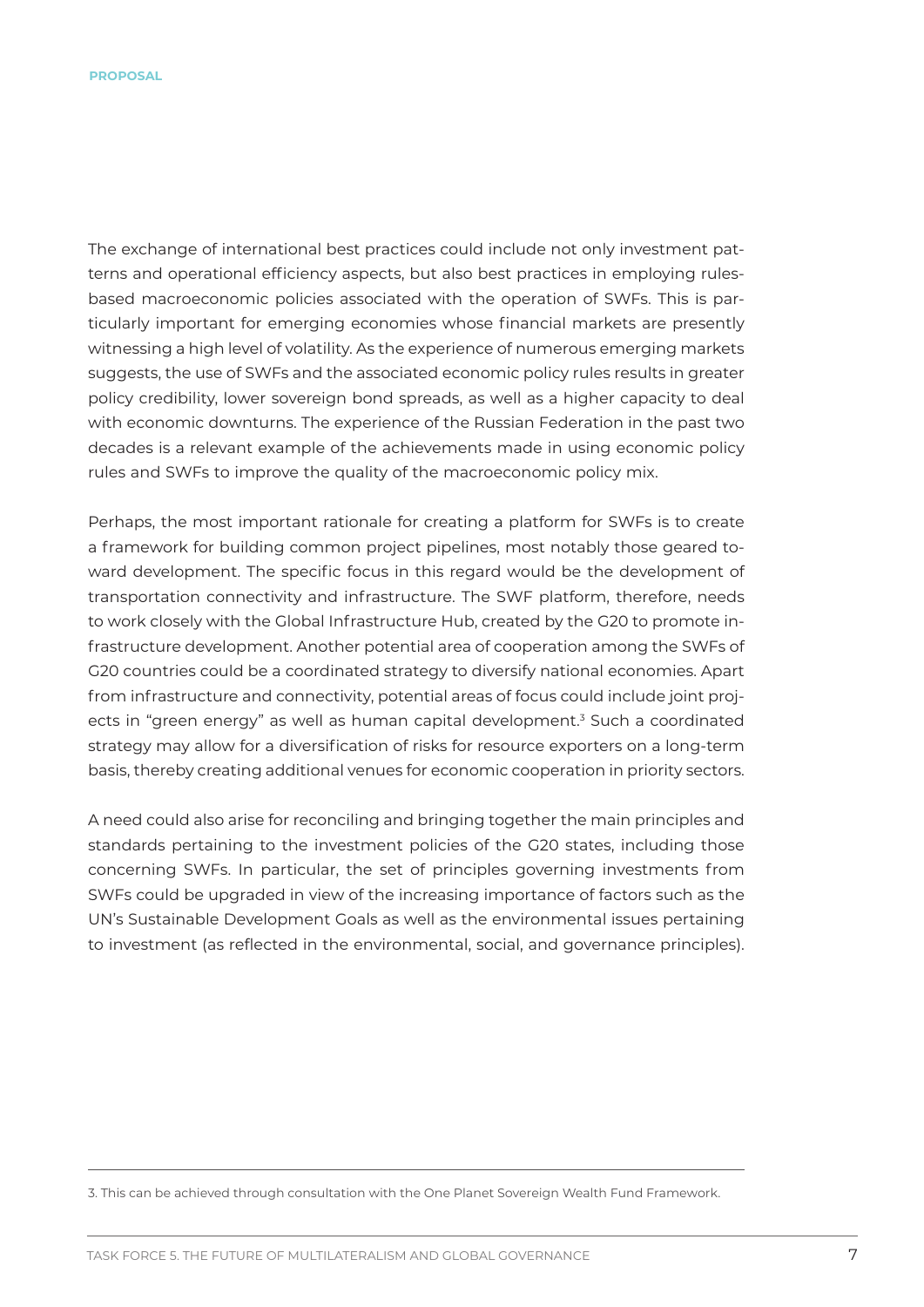The exchange of international best practices could include not only investment patterns and operational efficiency aspects, but also best practices in employing rules-based macroeconomic policies associated with the operation of SWFs. This is particularly important for emerging economies whose financial markets are presently witnessing a high level of volatility. As the experience of numerous emerging markets suggests, the use of SWFs and the associated economic policy rules results in greater policy credibility, lower sovereign bond spreads, as well as a higher capacity to deal with economic downturns. The experience of the Russian Federation in the past two decades is a relevant example of the achievements made in using economic policy rules and SWFs to improve the quality of the macroeconomic policy mix.

Perhaps, the most important rationale for creating a platform for SWFs is to create a framework for building common project pipelines, most notably those geared toward development. The specific focus in this regard would be the development of transportation connectivity and infrastructure. The SWF platform, therefore, needs to work closely with the Global Infrastructure Hub, created by the G20 to promote infrastructure development. Another potential area of cooperation among the SWFs of G20 countries could be a coordinated strategy to diversify national economies. Apart from infrastructure and connectivity, potential areas of focus could include joint projects in "green energy" as well as human capital development.[3] Such a coordinated strategy may allow for a diversification of risks for resource exporters on a long-term basis, thereby creating additional venues for economic cooperation in priority sectors.

A need could also arise for reconciling and bringing together the main principles and standards pertaining to the investment policies of the G20 states, including those concerning SWFs. In particular, the set of principles governing investments from SWFs could be upgraded in view of the increasing importance of factors such as the UN's Sustainable Development Goals as well as the environmental issues pertaining to investment (as reflected in the environmental, social, and governance principles).

3. This can be achieved through consultation with the One Planet Sovereign Wealth Fund Framework.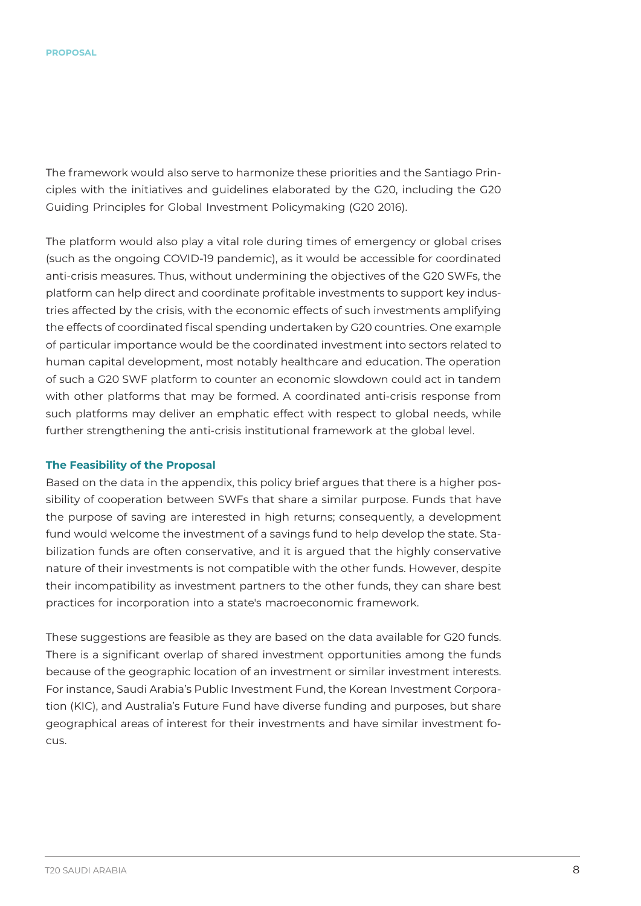The framework would also serve to harmonize these priorities and the Santiago Principles with the initiatives and guidelines elaborated by the G20, including the G20 Guiding Principles for Global Investment Policymaking (G20 2016).

The platform would also play a vital role during times of emergency or global crises (such as the ongoing COVID-19 pandemic), as it would be accessible for coordinated anti-crisis measures. Thus, without undermining the objectives of the G20 SWFs, the platform can help direct and coordinate profitable investments to support key industries affected by the crisis, with the economic effects of such investments amplifying the effects of coordinated fiscal spending undertaken by G20 countries. One example of particular importance would be the coordinated investment into sectors related to human capital development, most notably healthcare and education. The operation of such a G20 SWF platform to counter an economic slowdown could act in tandem with other platforms that may be formed. A coordinated anti-crisis response from such platforms may deliver an emphatic effect with respect to global needs, while further strengthening the anti-crisis institutional framework at the global level.

### The Feasibility of the Proposal

Based on the data in the appendix, this policy brief argues that there is a higher possibility of cooperation between SWFs that share a similar purpose. Funds that have the purpose of saving are interested in high returns; consequently, a development fund would welcome the investment of a savings fund to help develop the state. Stabilization funds are often conservative, and it is argued that the highly conservative nature of their investments is not compatible with the other funds. However, despite their incompatibility as investment partners to the other funds, they can share best practices for incorporation into a state's macroeconomic framework.

These suggestions are feasible as they are based on the data available for G20 funds. There is a significant overlap of shared investment opportunities among the funds because of the geographic location of an investment or similar investment interests. For instance, Saudi Arabia's Public Investment Fund, the Korean Investment Corporation (KIC), and Australia's Future Fund have diverse funding and purposes, but share geographical areas of interest for their investments and have similar investment focus.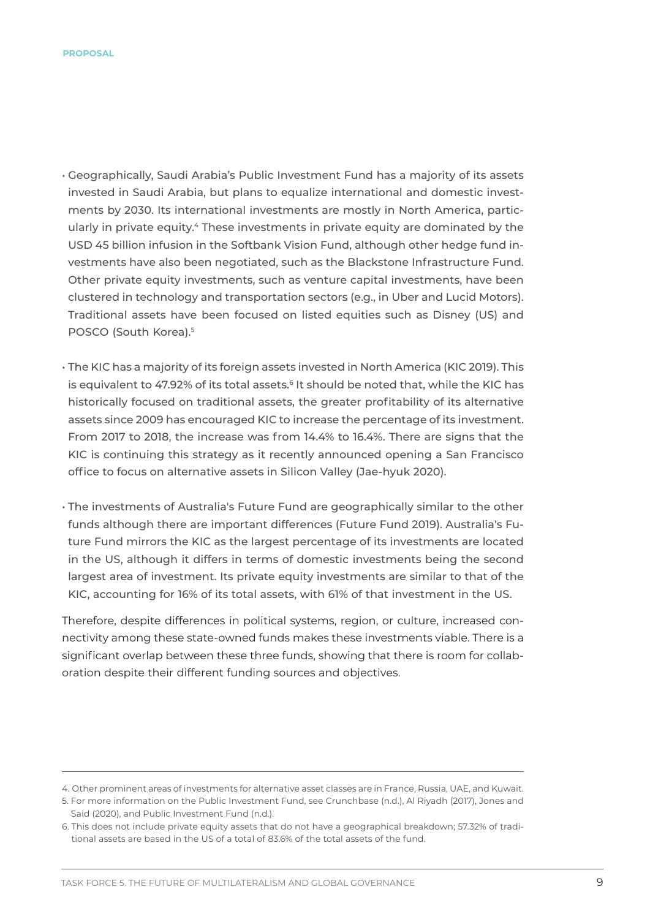- Geographically, Saudi Arabia's Public Investment Fund has a majority of its assets invested in Saudi Arabia, but plans to equalize international and domestic investments by 2030. Its international investments are mostly in North America, particularly in private equity.[4] These investments in private equity are dominated by the USD 45 billion infusion in the Softbank Vision Fund, although other hedge fund investments have also been negotiated, such as the Blackstone Infrastructure Fund. Other private equity investments, such as venture capital investments, have been clustered in technology and transportation sectors (e.g., in Uber and Lucid Motors). Traditional assets have been focused on listed equities such as Disney (US) and POSCO (South Korea).[5]

- The KIC has a majority of its foreign assets invested in North America (KIC 2019). This is equivalent to 47.92% of its total assets.[6] It should be noted that, while the KIC has historically focused on traditional assets, the greater profitability of its alternative assets since 2009 has encouraged KIC to increase the percentage of its investment. From 2017 to 2018, the increase was from 14.4% to 16.4%. There are signs that the KIC is continuing this strategy as it recently announced opening a San Francisco office to focus on alternative assets in Silicon Valley (Jae-hyuk 2020).

- The investments of Australia's Future Fund are geographically similar to the other funds although there are important differences (Future Fund 2019). Australia's Future Fund mirrors the KIC as the largest percentage of its investments are located in the US, although it differs in terms of domestic investments being the second largest area of investment. Its private equity investments are similar to that of the KIC, accounting for 16% of its total assets, with 61% of that investment in the US.

Therefore, despite differences in political systems, region, or culture, increased connectivity among these state-owned funds makes these investments viable. There is a significant overlap between these three funds, showing that there is room for collaboration despite their different funding sources and objectives.

---

4. Other prominent areas of investments for alternative asset classes are in France, Russia, UAE, and Kuwait.
5. For more information on the Public Investment Fund, see Crunchbase (n.d.), Al Riyadh (2017), Jones and Said (2020), and Public Investment Fund (n.d.).
6. This does not include private equity assets that do not have a geographical breakdown; 57.32% of traditional assets are based in the US of a total of 83.6% of the total assets of the fund.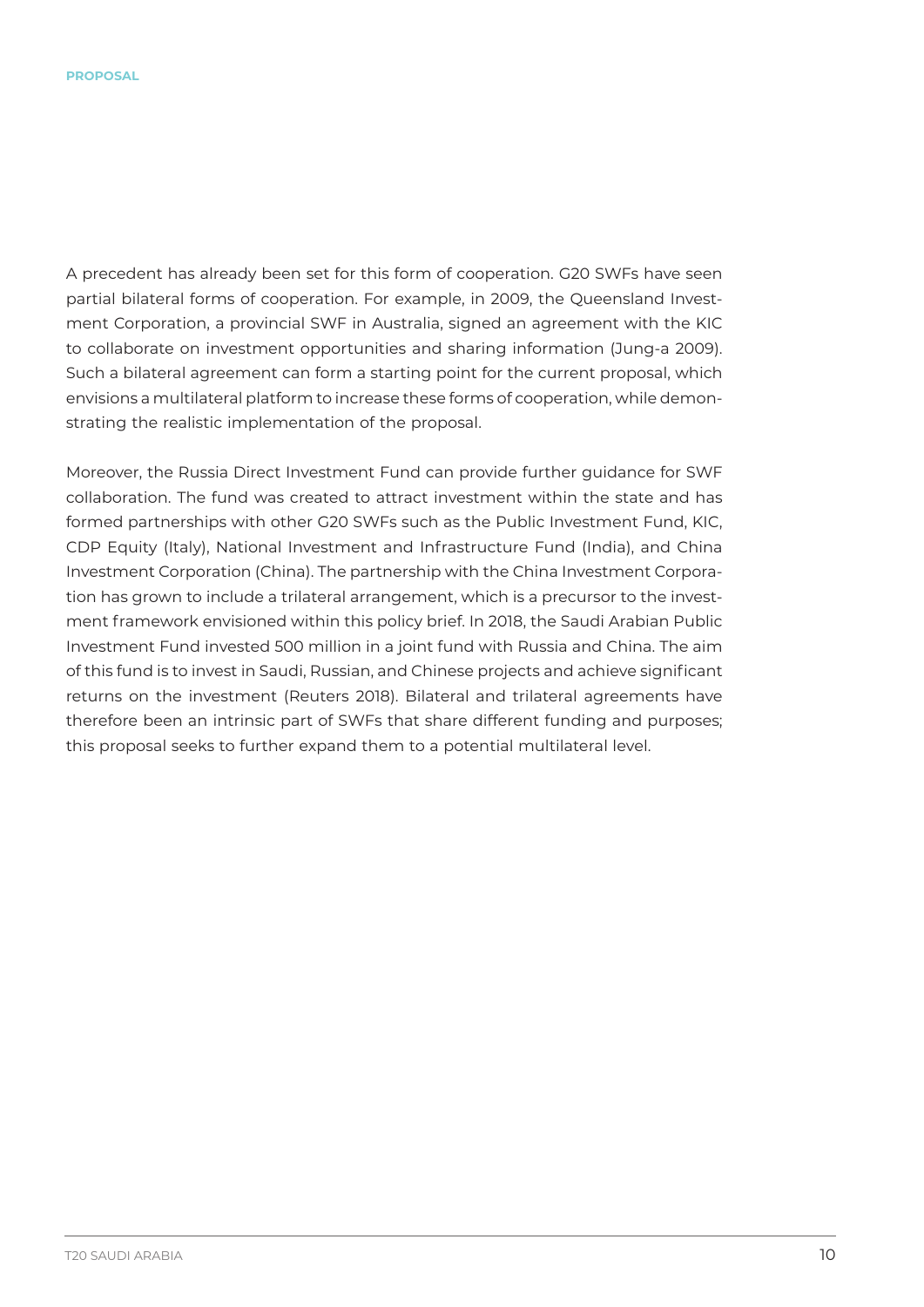A precedent has already been set for this form of cooperation. G20 SWFs have seen partial bilateral forms of cooperation. For example, in 2009, the Queensland Investment Corporation, a provincial SWF in Australia, signed an agreement with the KIC to collaborate on investment opportunities and sharing information (Jung-a 2009). Such a bilateral agreement can form a starting point for the current proposal, which envisions a multilateral platform to increase these forms of cooperation, while demonstrating the realistic implementation of the proposal.

Moreover, the Russia Direct Investment Fund can provide further guidance for SWF collaboration. The fund was created to attract investment within the state and has formed partnerships with other G20 SWFs such as the Public Investment Fund, KIC, CDP Equity (Italy), National Investment and Infrastructure Fund (India), and China Investment Corporation (China). The partnership with the China Investment Corporation has grown to include a trilateral arrangement, which is a precursor to the investment framework envisioned within this policy brief. In 2018, the Saudi Arabian Public Investment Fund invested 500 million in a joint fund with Russia and China. The aim of this fund is to invest in Saudi, Russian, and Chinese projects and achieve significant returns on the investment (Reuters 2018). Bilateral and trilateral agreements have therefore been an intrinsic part of SWFs that share different funding and purposes; this proposal seeks to further expand them to a potential multilateral level.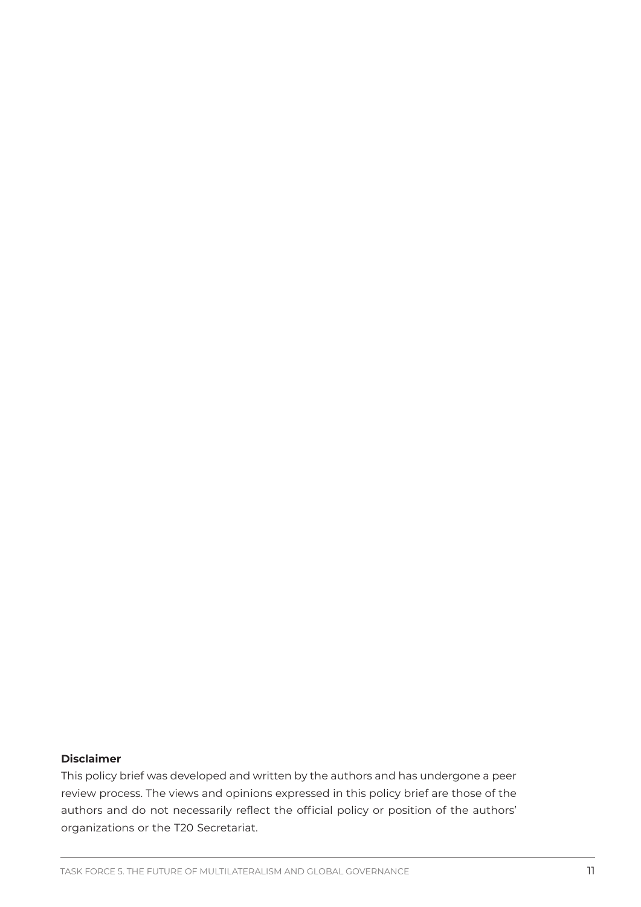**Disclaimer**

This policy brief was developed and written by the authors and has undergone a peer review process. The views and opinions expressed in this policy brief are those of the authors and do not necessarily reflect the official policy or position of the authors' organizations or the T20 Secretariat.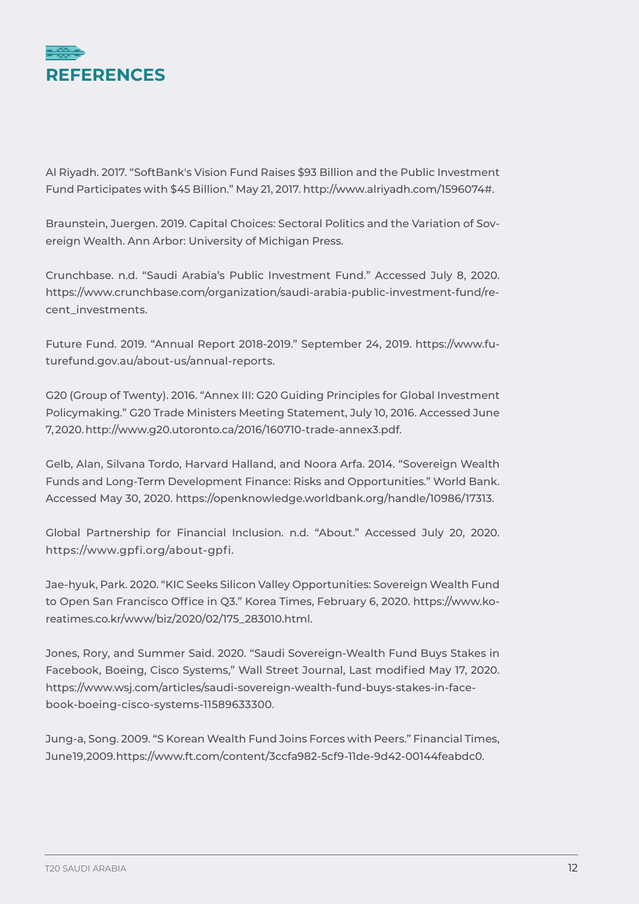# REFERENCES

Al Riyadh. 2017. "SoftBank's Vision Fund Raises $93 Billion and the Public Investment Fund Participates with $45 Billion." May 21, 2017. http://www.alriyadh.com/1596074#.

Braunstein, Juergen. 2019. Capital Choices: Sectoral Politics and the Variation of Sovereign Wealth. Ann Arbor: University of Michigan Press.

Crunchbase. n.d. "Saudi Arabia's Public Investment Fund." Accessed July 8, 2020. https://www.crunchbase.com/organization/saudi-arabia-public-investment-fund/recent_investments.

Future Fund. 2019. "Annual Report 2018-2019." September 24, 2019. https://www.futurefund.gov.au/about-us/annual-reports.

G20 (Group of Twenty). 2016. "Annex III: G20 Guiding Principles for Global Investment Policymaking." G20 Trade Ministers Meeting Statement, July 10, 2016. Accessed June 7, 2020. http://www.g20.utoronto.ca/2016/160710-trade-annex3.pdf.

Gelb, Alan, Silvana Tordo, Harvard Halland, and Noora Arfa. 2014. "Sovereign Wealth Funds and Long-Term Development Finance: Risks and Opportunities." World Bank. Accessed May 30, 2020. https://openknowledge.worldbank.org/handle/10986/17313.

Global Partnership for Financial Inclusion. n.d. "About." Accessed July 20, 2020. https://www.gpfi.org/about-gpfi.

Jae-hyuk, Park. 2020. "KIC Seeks Silicon Valley Opportunities: Sovereign Wealth Fund to Open San Francisco Office in Q3." Korea Times, February 6, 2020. https://www.koreatimes.co.kr/www/biz/2020/02/175_283010.html.

Jones, Rory, and Summer Said. 2020. "Saudi Sovereign-Wealth Fund Buys Stakes in Facebook, Boeing, Cisco Systems," Wall Street Journal, Last modified May 17, 2020. https://www.wsj.com/articles/saudi-sovereign-wealth-fund-buys-stakes-in-facebook-boeing-cisco-systems-11589633300.

Jung-a, Song. 2009. "S Korean Wealth Fund Joins Forces with Peers." Financial Times, June19,2009.https://www.ft.com/content/3ccfa982-5cf9-11de-9d42-00144feabdc0.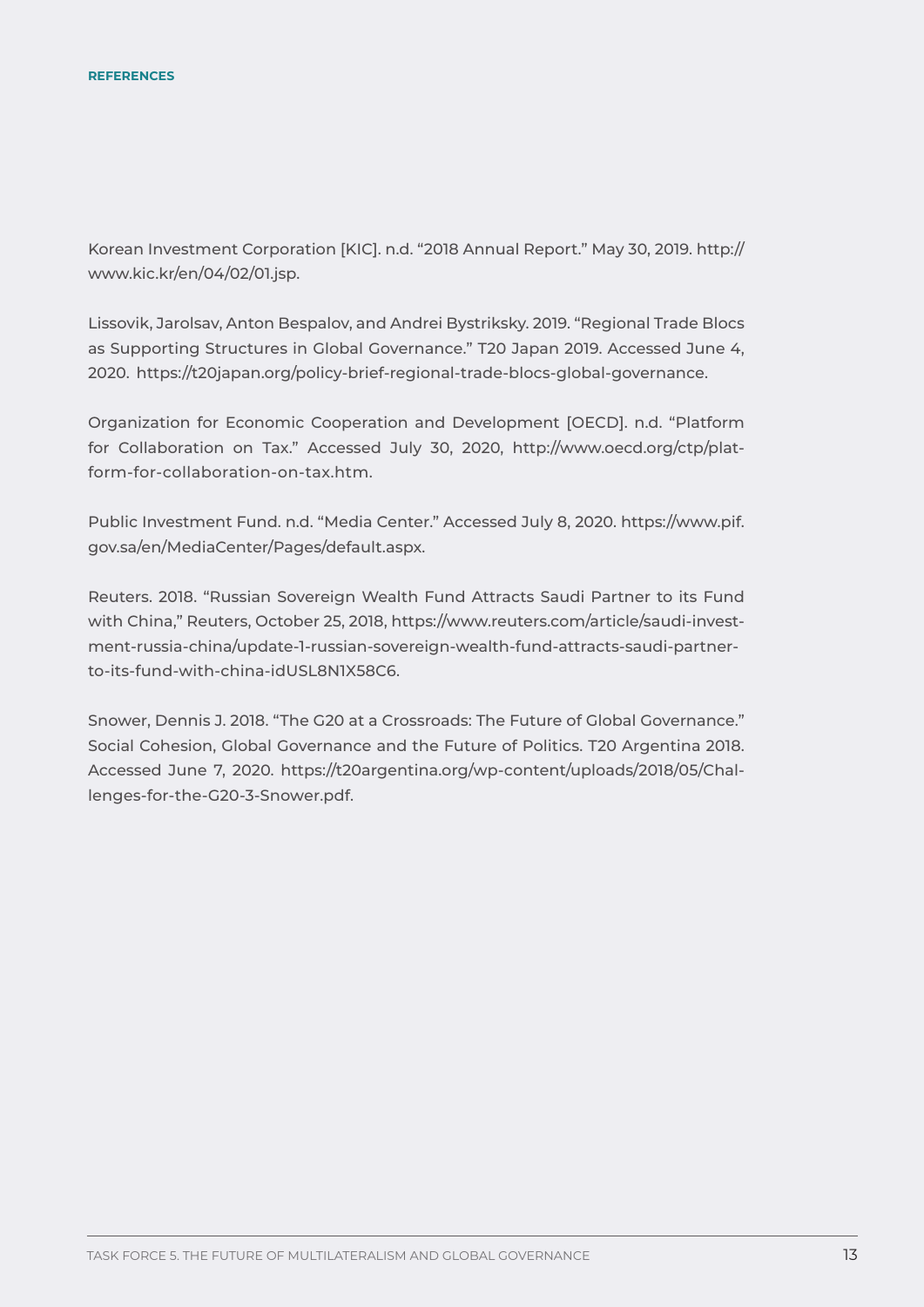**REFERENCES**

Korean Investment Corporation [KIC]. n.d. "2018 Annual Report." May 30, 2019. http://www.kic.kr/en/04/02/01.jsp.

Lissovik, Jarolsav, Anton Bespalov, and Andrei Bystriksky. 2019. "Regional Trade Blocs as Supporting Structures in Global Governance." T20 Japan 2019. Accessed June 4, 2020. https://t20japan.org/policy-brief-regional-trade-blocs-global-governance.

Organization for Economic Cooperation and Development [OECD]. n.d. "Platform for Collaboration on Tax." Accessed July 30, 2020, http://www.oecd.org/ctp/platform-for-collaboration-on-tax.htm.

Public Investment Fund. n.d. "Media Center." Accessed July 8, 2020. https://www.pif.gov.sa/en/MediaCenter/Pages/default.aspx.

Reuters. 2018. "Russian Sovereign Wealth Fund Attracts Saudi Partner to its Fund with China," Reuters, October 25, 2018, https://www.reuters.com/article/saudi-investment-russia-china/update-1-russian-sovereign-wealth-fund-attracts-saudi-partner-to-its-fund-with-china-idUSL8N1X58C6.

Snower, Dennis J. 2018. "The G20 at a Crossroads: The Future of Global Governance." Social Cohesion, Global Governance and the Future of Politics. T20 Argentina 2018. Accessed June 7, 2020. https://t20argentina.org/wp-content/uploads/2018/05/Challenges-for-the-G20-3-Snower.pdf.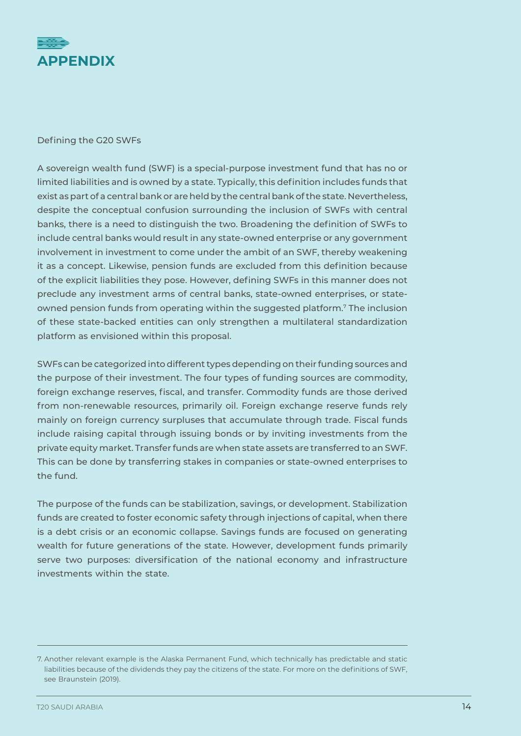# APPENDIX

Defining the G20 SWFs

A sovereign wealth fund (SWF) is a special-purpose investment fund that has no or limited liabilities and is owned by a state. Typically, this definition includes funds that exist as part of a central bank or are held by the central bank of the state. Nevertheless, despite the conceptual confusion surrounding the inclusion of SWFs with central banks, there is a need to distinguish the two. Broadening the definition of SWFs to include central banks would result in any state-owned enterprise or any government involvement in investment to come under the ambit of an SWF, thereby weakening it as a concept. Likewise, pension funds are excluded from this definition because of the explicit liabilities they pose. However, defining SWFs in this manner does not preclude any investment arms of central banks, state-owned enterprises, or state-owned pension funds from operating within the suggested platform.[7] The inclusion of these state-backed entities can only strengthen a multilateral standardization platform as envisioned within this proposal.

SWFs can be categorized into different types depending on their funding sources and the purpose of their investment. The four types of funding sources are commodity, foreign exchange reserves, fiscal, and transfer. Commodity funds are those derived from non-renewable resources, primarily oil. Foreign exchange reserve funds rely mainly on foreign currency surpluses that accumulate through trade. Fiscal funds include raising capital through issuing bonds or by inviting investments from the private equity market. Transfer funds are when state assets are transferred to an SWF. This can be done by transferring stakes in companies or state-owned enterprises to the fund.

The purpose of the funds can be stabilization, savings, or development. Stabilization funds are created to foster economic safety through injections of capital, when there is a debt crisis or an economic collapse. Savings funds are focused on generating wealth for future generations of the state. However, development funds primarily serve two purposes: diversification of the national economy and infrastructure investments within the state.

7. Another relevant example is the Alaska Permanent Fund, which technically has predictable and static liabilities because of the dividends they pay the citizens of the state. For more on the definitions of SWF, see Braunstein (2019).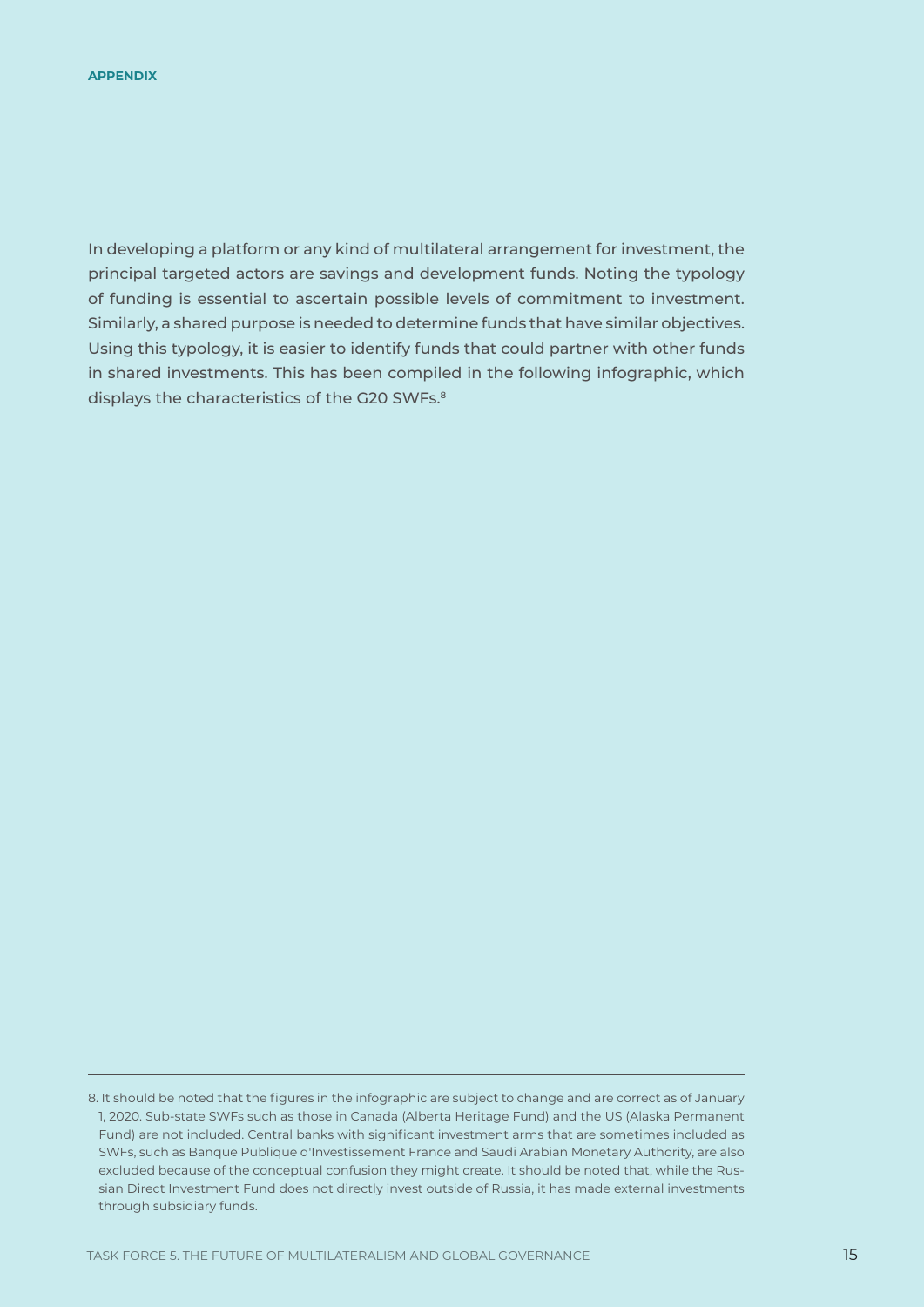**APPENDIX**

In developing a platform or any kind of multilateral arrangement for investment, the principal targeted actors are savings and development funds. Noting the typology of funding is essential to ascertain possible levels of commitment to investment. Similarly, a shared purpose is needed to determine funds that have similar objectives. Using this typology, it is easier to identify funds that could partner with other funds in shared investments. This has been compiled in the following infographic, which displays the characteristics of the G20 SWFs.[8]

8. It should be noted that the figures in the infographic are subject to change and are correct as of January 1, 2020. Sub-state SWFs such as those in Canada (Alberta Heritage Fund) and the US (Alaska Permanent Fund) are not included. Central banks with significant investment arms that are sometimes included as SWFs, such as Banque Publique d'Investissement France and Saudi Arabian Monetary Authority, are also excluded because of the conceptual confusion they might create. It should be noted that, while the Russian Direct Investment Fund does not directly invest outside of Russia, it has made external investments through subsidiary funds.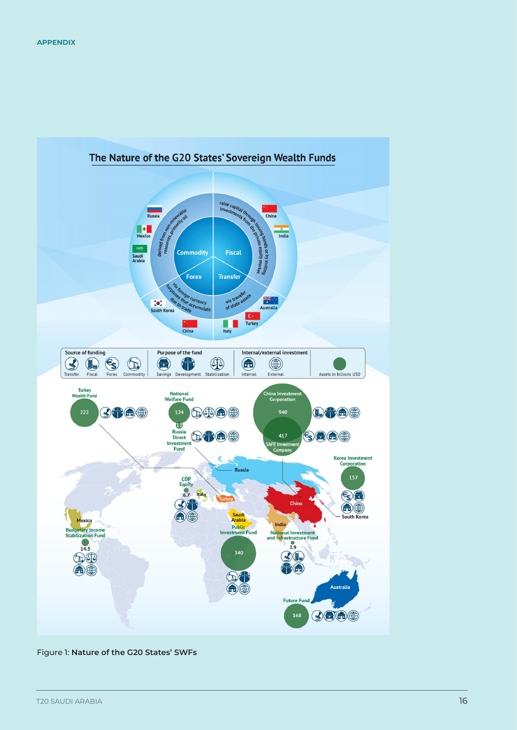APPENDIX

The Nature of the G20 States' Sovereign Wealth Funds

Commodity
Fiscal
Forex
Transfer

derived from non-renewable resources, primarily oil
raise capital through issuing bonds or by inviting investments from the private equity market
via foreign currency surpluses that accumulate due to trade
via transfer of state assets

Russia
Mexico
Saudi Arabia
China
India
South Korea
China
Italy
Turkey
Australia

Source of funding: Transfer, Fiscal, Forex, Commodity
Purpose of the fund: Savings, Development, Stabilization
Internal/external investment: Internal, External
Assets in billions USD

Turkey Wealth Fund 222
National Welfare Fund 124
Russia Direct Investment Fund 13
China Investment Corporation 940
SAFE Investment Company 417
Korea Investment Corporation 157
CDP Equity 6.7
Mexico Budgetary Income Stabilization Fund 14.5
Saudi Arabia Public Investment Fund 340
India National Investment and Infrastructure Fund 3.9
Australia Future Fund 168

Russia
Italy
Turkey
China
South Korea
India
Australia

Figure 1: **Nature of the G20 States' SWFs**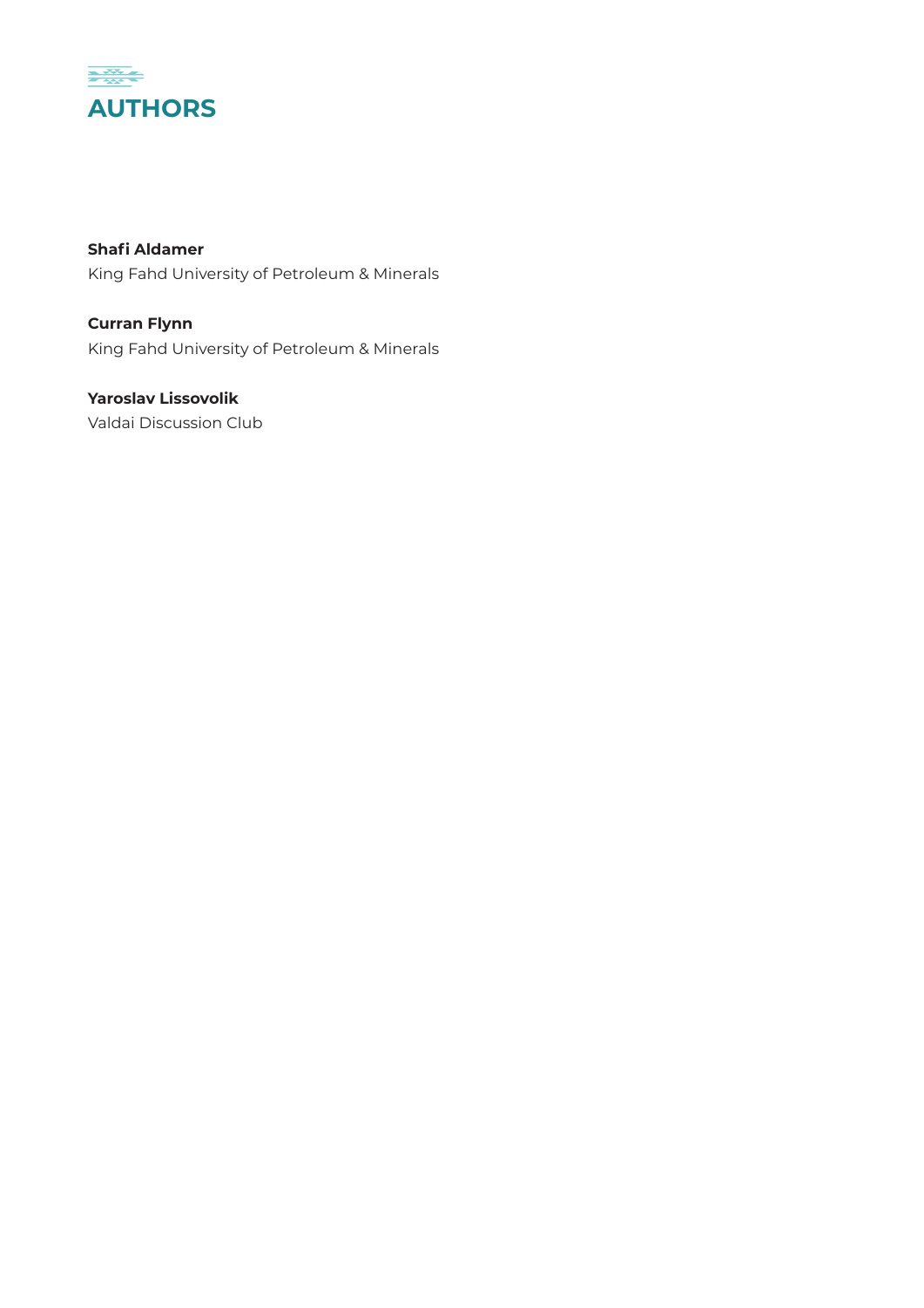# AUTHORS

**Shafi Aldamer**
King Fahd University of Petroleum & Minerals

**Curran Flynn**
King Fahd University of Petroleum & Minerals

**Yaroslav Lissovolik**
Valdai Discussion Club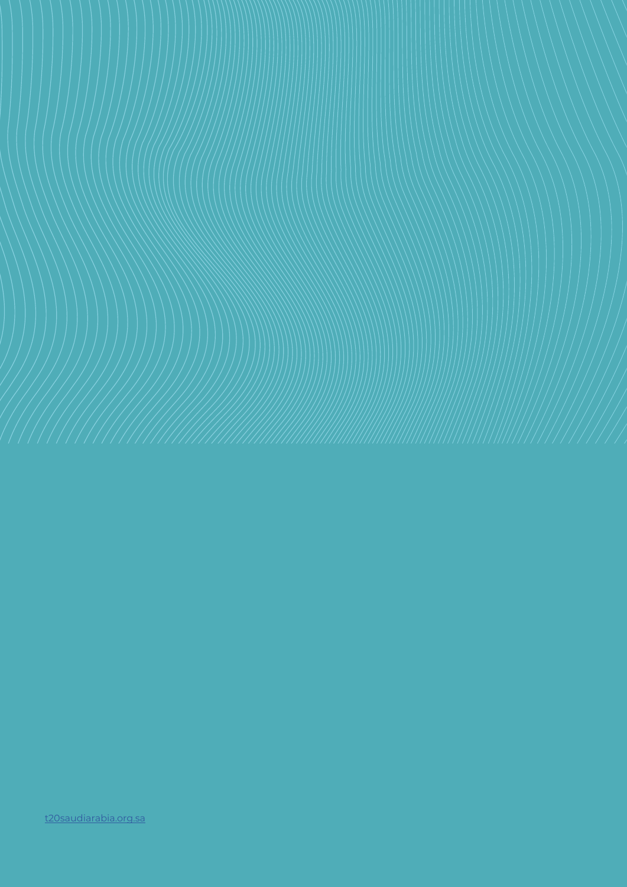t20saudiarabia.org.sa